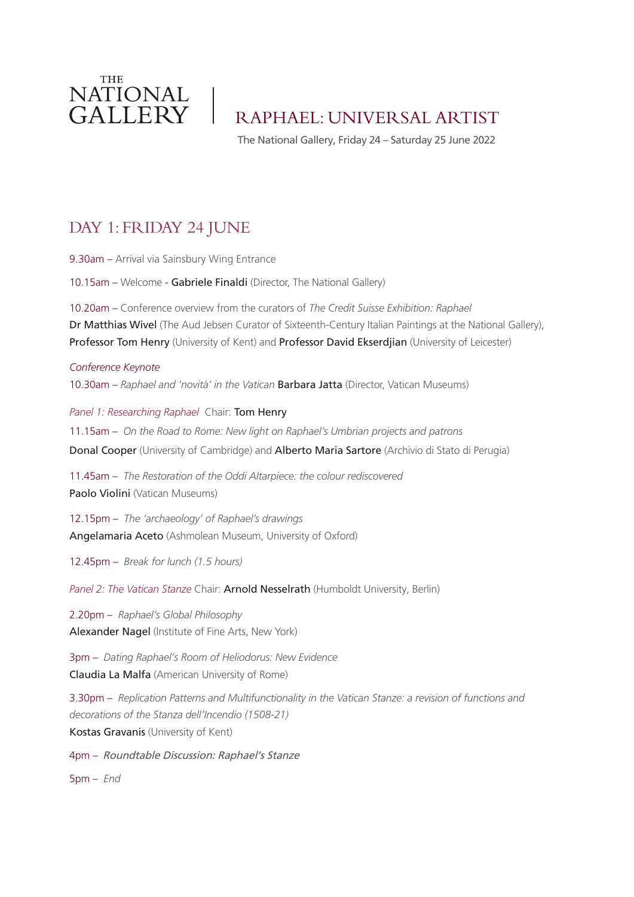THE NATIONAL GALLERY

# RAPHAEL: UNIVERSAL ARTIST

The National Gallery, Friday 24 – Saturday 25 June 2022

## DAY 1: FRIDAY 24 JUNE

9.30am – Arrival via Sainsbury Wing Entrance

10.15am – Welcome - **Gabriele Finaldi** (Director, The National Gallery)

10.20am – Conference overview from the curators of *The Credit Suisse Exhibition: Raphael*
**Dr Matthias Wivel** (The Aud Jebsen Curator of Sixteenth-Century Italian Paintings at the National Gallery), **Professor Tom Henry** (University of Kent) and **Professor David Ekserdjian** (University of Leicester)

*Conference Keynote*
10.30am – *Raphael and 'novità' in the Vatican* **Barbara Jatta** (Director, Vatican Museums)

*Panel 1: Researching Raphael* Chair: **Tom Henry**

11.15am – *On the Road to Rome: New light on Raphael's Umbrian projects and patrons*
**Donal Cooper** (University of Cambridge) and **Alberto Maria Sartore** (Archivio di Stato di Perugia)

11.45am – *The Restoration of the Oddi Altarpiece: the colour rediscovered*
**Paolo Violini** (Vatican Museums)

12.15pm – *The 'archaeology' of Raphael's drawings*
**Angelamaria Aceto** (Ashmolean Museum, University of Oxford)

12.45pm – *Break for lunch (1.5 hours)*

*Panel 2: The Vatican Stanze* Chair: **Arnold Nesselrath** (Humboldt University, Berlin)

2.20pm – *Raphael's Global Philosophy*
**Alexander Nagel** (Institute of Fine Arts, New York)

3pm – *Dating Raphael's Room of Heliodorus: New Evidence*
**Claudia La Malfa** (American University of Rome)

3.30pm – *Replication Patterns and Multifunctionality in the Vatican Stanze: a revision of functions and decorations of the Stanza dell'Incendio (1508-21)*
**Kostas Gravanis** (University of Kent)

4pm – *Roundtable Discussion: Raphael's Stanze*

5pm – *End*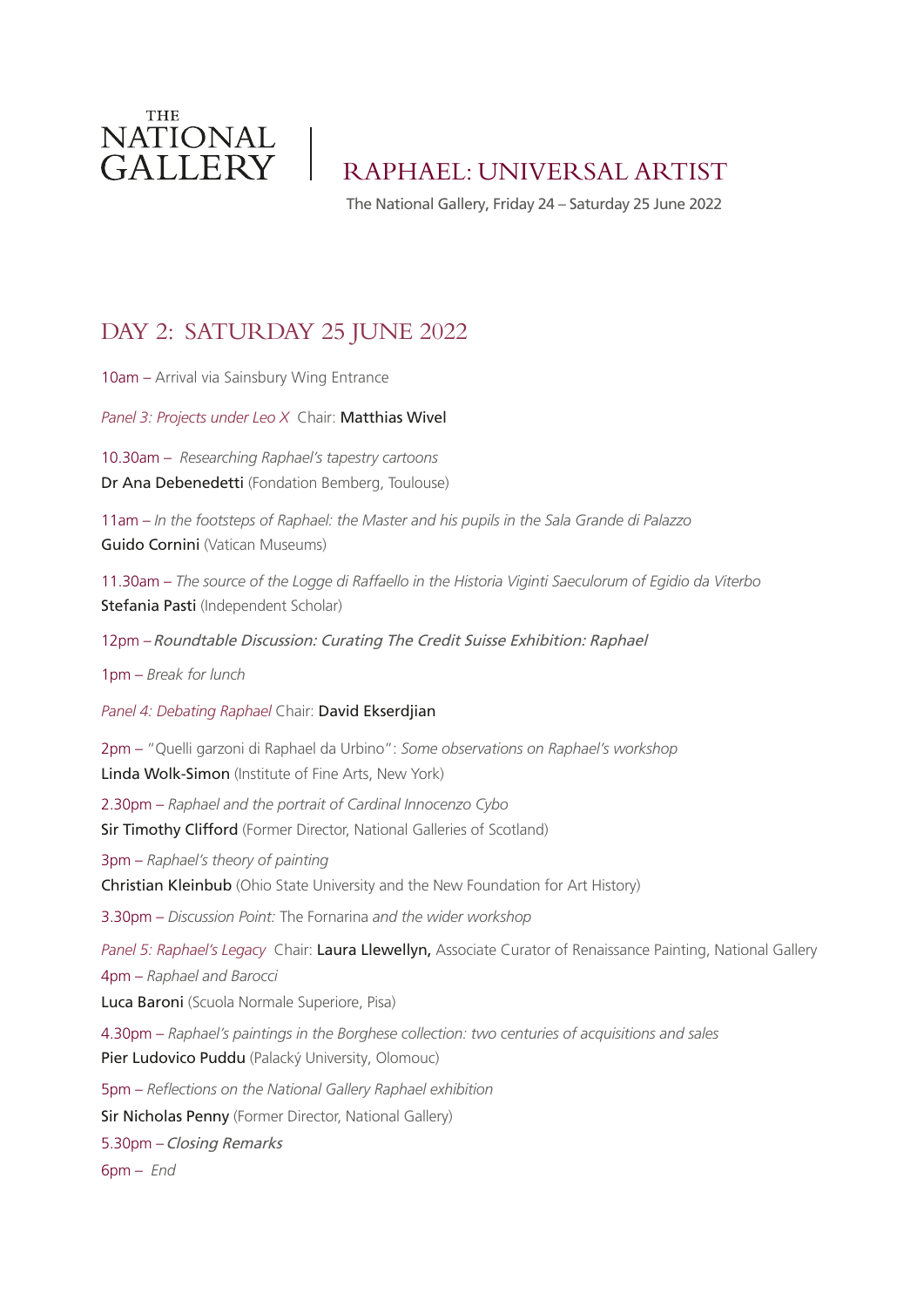THE NATIONAL GALLERY

# RAPHAEL: UNIVERSAL ARTIST

The National Gallery, Friday 24 – Saturday 25 June 2022

## DAY 2: SATURDAY 25 JUNE 2022

10am – Arrival via Sainsbury Wing Entrance

*Panel 3: Projects under Leo X* Chair: **Matthias Wivel**

10.30am – *Researching Raphael's tapestry cartoons*
**Dr Ana Debenedetti** (Fondation Bemberg, Toulouse)

11am – *In the footsteps of Raphael: the Master and his pupils in the Sala Grande di Palazzo*
**Guido Cornini** (Vatican Museums)

11.30am – *The source of the Logge di Raffaello in the Historia Viginti Saeculorum of Egidio da Viterbo*
**Stefania Pasti** (Independent Scholar)

12pm – *Roundtable Discussion: Curating The Credit Suisse Exhibition: Raphael*

1pm – *Break for lunch*

*Panel 4: Debating Raphael* Chair: **David Ekserdjian**

2pm – "Quelli garzoni di Raphael da Urbino": *Some observations on Raphael's workshop*
**Linda Wolk-Simon** (Institute of Fine Arts, New York)

2.30pm – *Raphael and the portrait of Cardinal Innocenzo Cybo*
**Sir Timothy Clifford** (Former Director, National Galleries of Scotland)

3pm – *Raphael's theory of painting*
**Christian Kleinbub** (Ohio State University and the New Foundation for Art History)

3.30pm – *Discussion Point:* The Fornarina *and the wider workshop*

*Panel 5: Raphael's Legacy* Chair: **Laura Llewellyn,** Associate Curator of Renaissance Painting, National Gallery

4pm – *Raphael and Barocci*
**Luca Baroni** (Scuola Normale Superiore, Pisa)

4.30pm – *Raphael's paintings in the Borghese collection: two centuries of acquisitions and sales*
**Pier Ludovico Puddu** (Palacký University, Olomouc)

5pm – *Reflections on the National Gallery Raphael exhibition*
**Sir Nicholas Penny** (Former Director, National Gallery)

5.30pm – *Closing Remarks*

6pm – *End*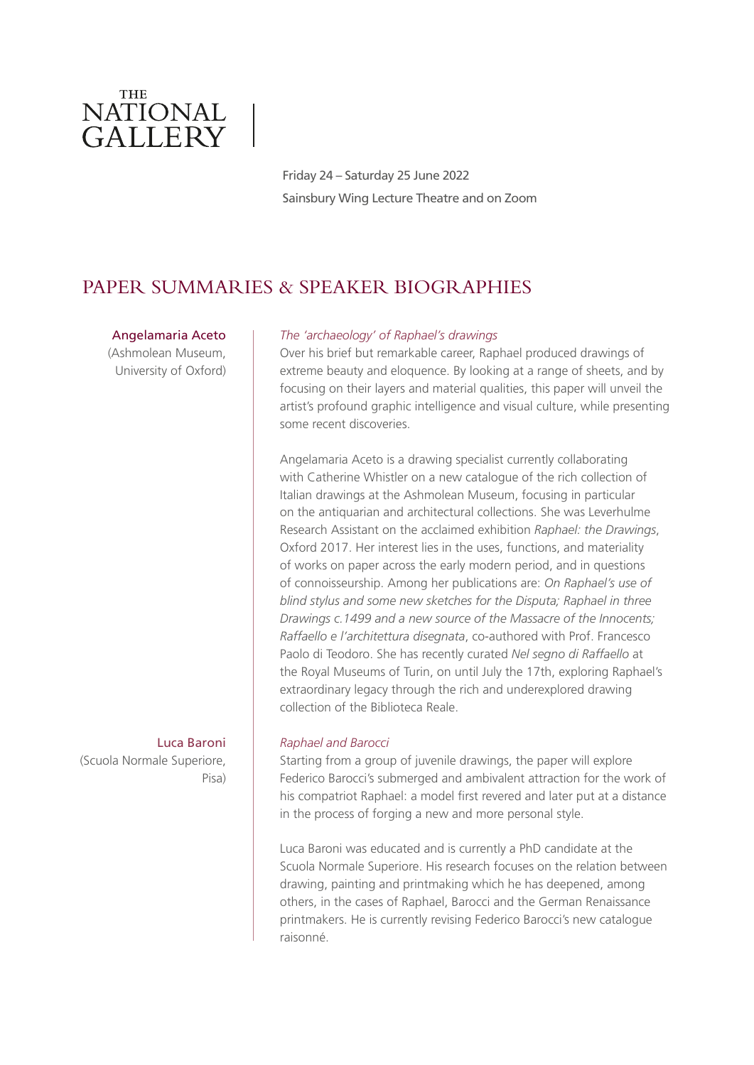THE NATIONAL GALLERY

Friday 24 – Saturday 25 June 2022

Sainsbury Wing Lecture Theatre and on Zoom

## PAPER SUMMARIES & SPEAKER BIOGRAPHIES

**Angelamaria Aceto**
(Ashmolean Museum, University of Oxford)

*The 'archaeology' of Raphael's drawings*

Over his brief but remarkable career, Raphael produced drawings of extreme beauty and eloquence. By looking at a range of sheets, and by focusing on their layers and material qualities, this paper will unveil the artist's profound graphic intelligence and visual culture, while presenting some recent discoveries.

Angelamaria Aceto is a drawing specialist currently collaborating with Catherine Whistler on a new catalogue of the rich collection of Italian drawings at the Ashmolean Museum, focusing in particular on the antiquarian and architectural collections. She was Leverhulme Research Assistant on the acclaimed exhibition *Raphael: the Drawings*, Oxford 2017. Her interest lies in the uses, functions, and materiality of works on paper across the early modern period, and in questions of connoisseurship. Among her publications are: *On Raphael's use of blind stylus and some new sketches for the Disputa; Raphael in three Drawings c.1499 and a new source of the Massacre of the Innocents; Raffaello e l'architettura disegnata*, co-authored with Prof. Francesco Paolo di Teodoro. She has recently curated *Nel segno di Raffaello* at the Royal Museums of Turin, on until July the 17th, exploring Raphael's extraordinary legacy through the rich and underexplored drawing collection of the Biblioteca Reale.

**Luca Baroni**
(Scuola Normale Superiore, Pisa)

*Raphael and Barocci*

Starting from a group of juvenile drawings, the paper will explore Federico Barocci's submerged and ambivalent attraction for the work of his compatriot Raphael: a model first revered and later put at a distance in the process of forging a new and more personal style.

Luca Baroni was educated and is currently a PhD candidate at the Scuola Normale Superiore. His research focuses on the relation between drawing, painting and printmaking which he has deepened, among others, in the cases of Raphael, Barocci and the German Renaissance printmakers. He is currently revising Federico Barocci's new catalogue raisonné.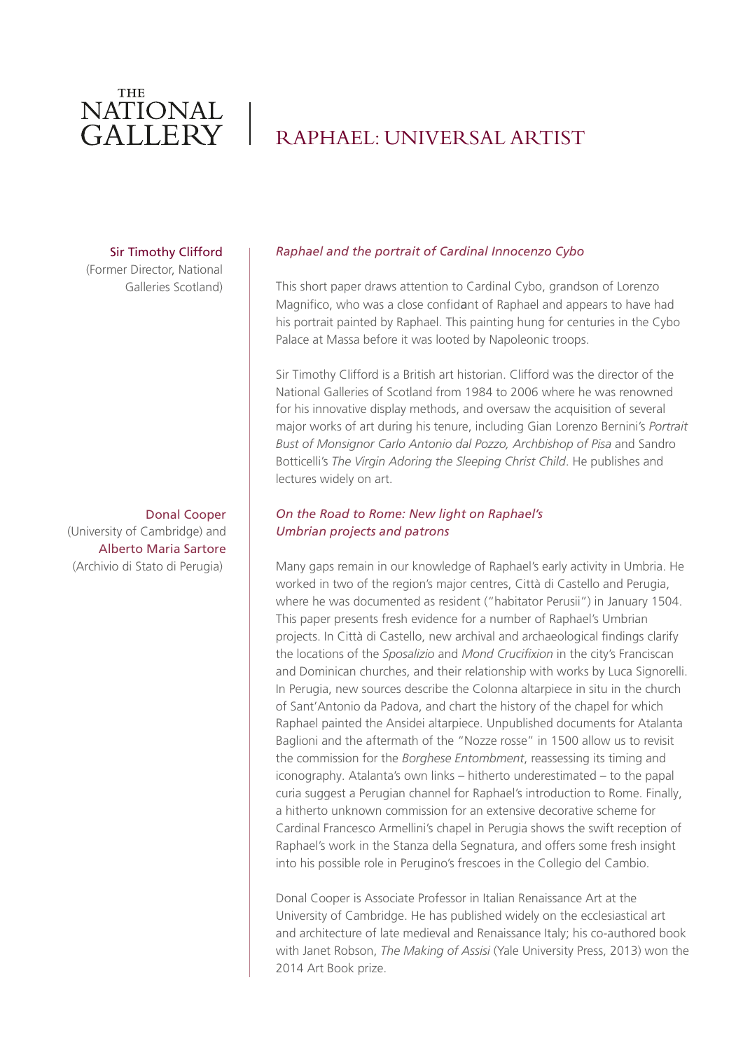THE NATIONAL GALLERY | RAPHAEL: UNIVERSAL ARTIST

**Sir Timothy Clifford**
(Former Director, National Galleries Scotland)

*Raphael and the portrait of Cardinal Innocenzo Cybo*

This short paper draws attention to Cardinal Cybo, grandson of Lorenzo Magnifico, who was a close confidant of Raphael and appears to have had his portrait painted by Raphael. This painting hung for centuries in the Cybo Palace at Massa before it was looted by Napoleonic troops.

Sir Timothy Clifford is a British art historian. Clifford was the director of the National Galleries of Scotland from 1984 to 2006 where he was renowned for his innovative display methods, and oversaw the acquisition of several major works of art during his tenure, including Gian Lorenzo Bernini's *Portrait Bust of Monsignor Carlo Antonio dal Pozzo, Archbishop of Pisa* and Sandro Botticelli's *The Virgin Adoring the Sleeping Christ Child*. He publishes and lectures widely on art.

**Donal Cooper**
(University of Cambridge) and
**Alberto Maria Sartore**
(Archivio di Stato di Perugia)

*On the Road to Rome: New light on Raphael's Umbrian projects and patrons*

Many gaps remain in our knowledge of Raphael's early activity in Umbria. He worked in two of the region's major centres, Città di Castello and Perugia, where he was documented as resident ("habitator Perusii") in January 1504. This paper presents fresh evidence for a number of Raphael's Umbrian projects. In Città di Castello, new archival and archaeological findings clarify the locations of the *Sposalizio* and *Mond Crucifixion* in the city's Franciscan and Dominican churches, and their relationship with works by Luca Signorelli. In Perugia, new sources describe the Colonna altarpiece in situ in the church of Sant'Antonio da Padova, and chart the history of the chapel for which Raphael painted the Ansidei altarpiece. Unpublished documents for Atalanta Baglioni and the aftermath of the "Nozze rosse" in 1500 allow us to revisit the commission for the *Borghese Entombment*, reassessing its timing and iconography. Atalanta's own links – hitherto underestimated – to the papal curia suggest a Perugian channel for Raphael's introduction to Rome. Finally, a hitherto unknown commission for an extensive decorative scheme for Cardinal Francesco Armellini's chapel in Perugia shows the swift reception of Raphael's work in the Stanza della Segnatura, and offers some fresh insight into his possible role in Perugino's frescoes in the Collegio del Cambio.

Donal Cooper is Associate Professor in Italian Renaissance Art at the University of Cambridge. He has published widely on the ecclesiastical art and architecture of late medieval and Renaissance Italy; his co-authored book with Janet Robson, *The Making of Assisi* (Yale University Press, 2013) won the 2014 Art Book prize.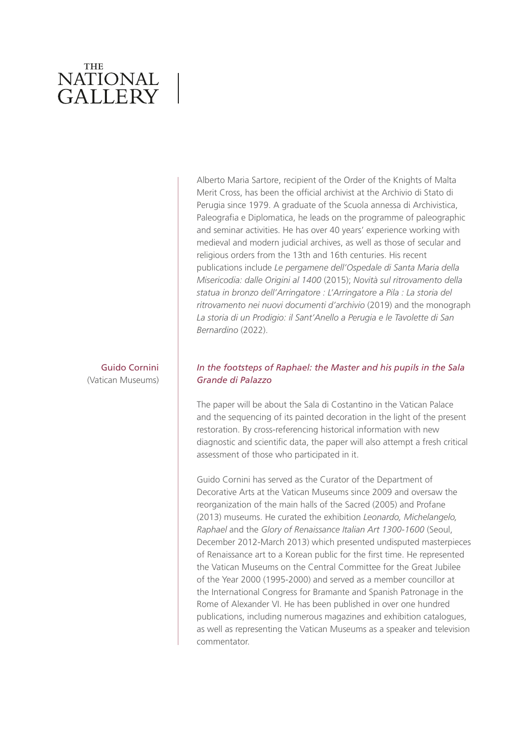Alberto Maria Sartore, recipient of the Order of the Knights of Malta Merit Cross, has been the official archivist at the Archivio di Stato di Perugia since 1979. A graduate of the Scuola annessa di Archivistica, Paleografia e Diplomatica, he leads on the programme of paleographic and seminar activities. He has over 40 years' experience working with medieval and modern judicial archives, as well as those of secular and religious orders from the 13th and 16th centuries. His recent publications include *Le pergamene dell'Ospedale di Santa Maria della Misericodia: dalle Origini al 1400* (2015); *Novità sul ritrovamento della statua in bronzo dell'Arringatore : L'Arringatore a Pila : La storia del ritrovamento nei nuovi documenti d'archivio* (2019) and the monograph *La storia di un Prodigio: il Sant'Anello a Perugia e le Tavolette di San Bernardino* (2022).

Guido Cornini
(Vatican Museums)

### *In the footsteps of Raphael: the Master and his pupils in the Sala Grande di Palazzo*

The paper will be about the Sala di Costantino in the Vatican Palace and the sequencing of its painted decoration in the light of the present restoration. By cross-referencing historical information with new diagnostic and scientific data, the paper will also attempt a fresh critical assessment of those who participated in it.

Guido Cornini has served as the Curator of the Department of Decorative Arts at the Vatican Museums since 2009 and oversaw the reorganization of the main halls of the Sacred (2005) and Profane (2013) museums. He curated the exhibition *Leonardo, Michelangelo, Raphael* and the *Glory of Renaissance Italian Art 1300-1600* (Seoul, December 2012-March 2013) which presented undisputed masterpieces of Renaissance art to a Korean public for the first time. He represented the Vatican Museums on the Central Committee for the Great Jubilee of the Year 2000 (1995-2000) and served as a member councillor at the International Congress for Bramante and Spanish Patronage in the Rome of Alexander VI. He has been published in over one hundred publications, including numerous magazines and exhibition catalogues, as well as representing the Vatican Museums as a speaker and television commentator.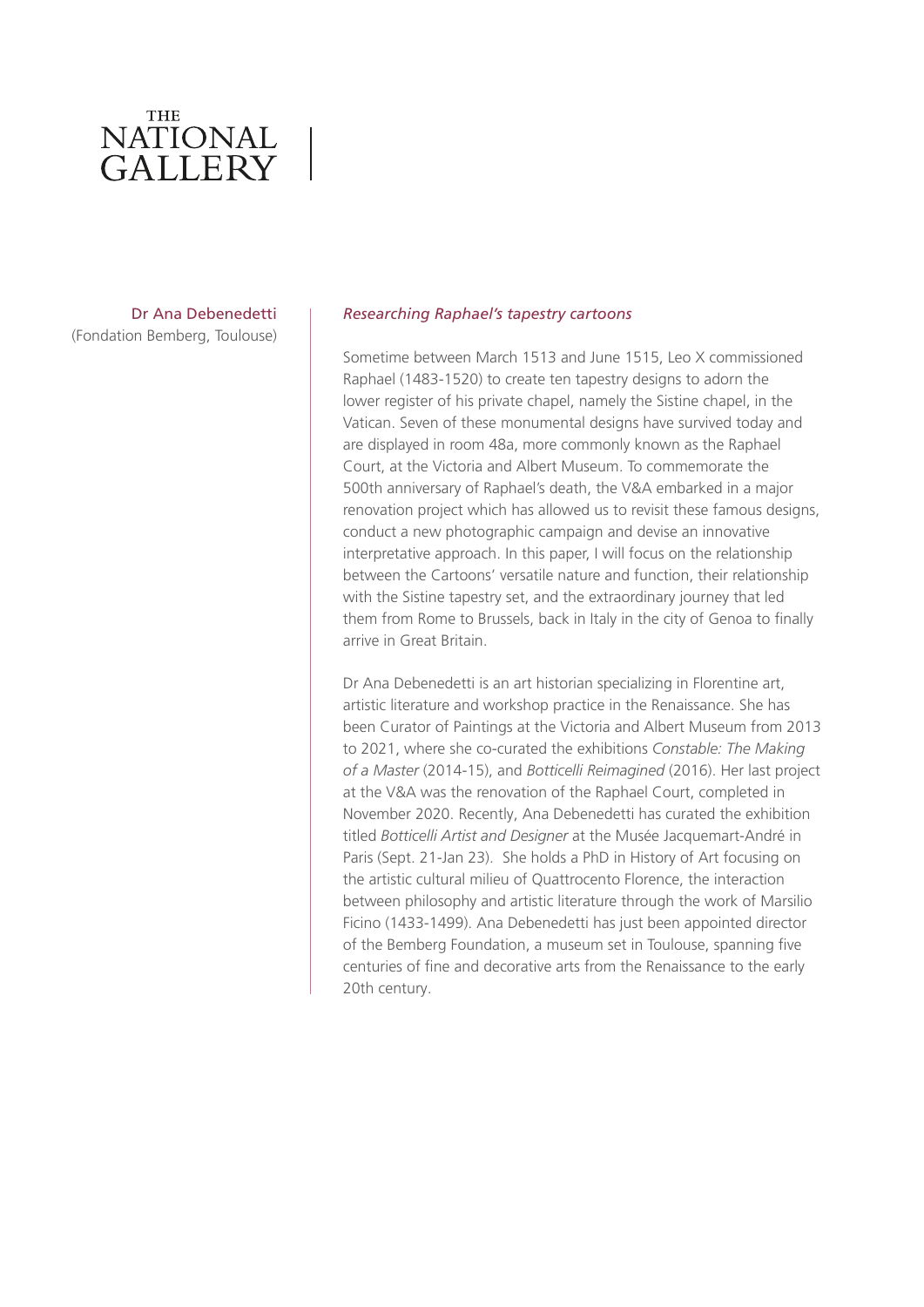**Dr Ana Debenedetti**
(Fondation Bemberg, Toulouse)

## *Researching Raphael's tapestry cartoons*

Sometime between March 1513 and June 1515, Leo X commissioned Raphael (1483-1520) to create ten tapestry designs to adorn the lower register of his private chapel, namely the Sistine chapel, in the Vatican. Seven of these monumental designs have survived today and are displayed in room 48a, more commonly known as the Raphael Court, at the Victoria and Albert Museum. To commemorate the 500th anniversary of Raphael's death, the V&A embarked in a major renovation project which has allowed us to revisit these famous designs, conduct a new photographic campaign and devise an innovative interpretative approach. In this paper, I will focus on the relationship between the Cartoons' versatile nature and function, their relationship with the Sistine tapestry set, and the extraordinary journey that led them from Rome to Brussels, back in Italy in the city of Genoa to finally arrive in Great Britain.

Dr Ana Debenedetti is an art historian specializing in Florentine art, artistic literature and workshop practice in the Renaissance. She has been Curator of Paintings at the Victoria and Albert Museum from 2013 to 2021, where she co-curated the exhibitions *Constable: The Making of a Master* (2014-15), and *Botticelli Reimagined* (2016). Her last project at the V&A was the renovation of the Raphael Court, completed in November 2020. Recently, Ana Debenedetti has curated the exhibition titled *Botticelli Artist and Designer* at the Musée Jacquemart-André in Paris (Sept. 21-Jan 23). She holds a PhD in History of Art focusing on the artistic cultural milieu of Quattrocento Florence, the interaction between philosophy and artistic literature through the work of Marsilio Ficino (1433-1499). Ana Debenedetti has just been appointed director of the Bemberg Foundation, a museum set in Toulouse, spanning five centuries of fine and decorative arts from the Renaissance to the early 20th century.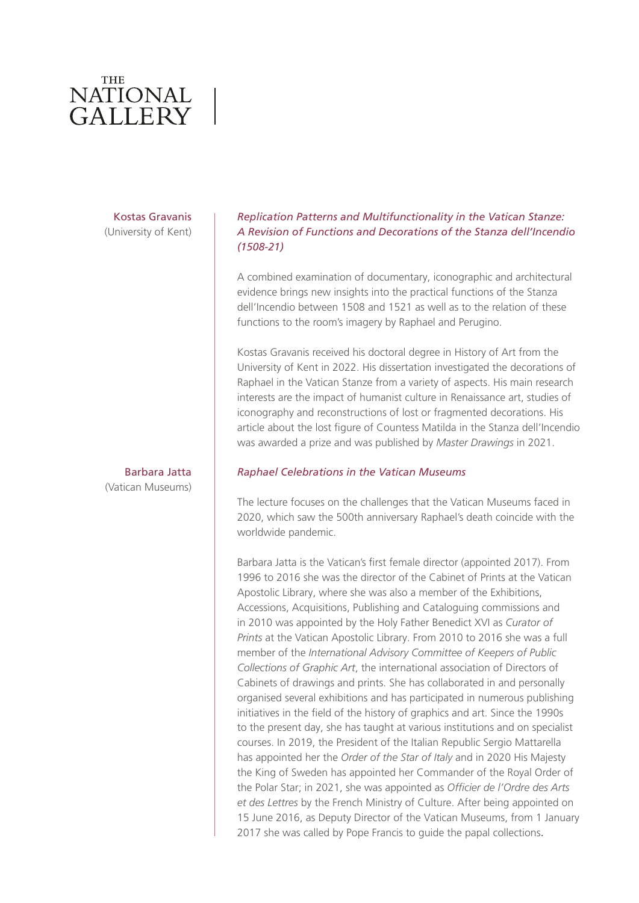**Kostas Gravanis**
(University of Kent)

### *Replication Patterns and Multifunctionality in the Vatican Stanze: A Revision of Functions and Decorations of the Stanza dell'Incendio (1508-21)*

A combined examination of documentary, iconographic and architectural evidence brings new insights into the practical functions of the Stanza dell'Incendio between 1508 and 1521 as well as to the relation of these functions to the room's imagery by Raphael and Perugino.

Kostas Gravanis received his doctoral degree in History of Art from the University of Kent in 2022. His dissertation investigated the decorations of Raphael in the Vatican Stanze from a variety of aspects. His main research interests are the impact of humanist culture in Renaissance art, studies of iconography and reconstructions of lost or fragmented decorations. His article about the lost figure of Countess Matilda in the Stanza dell'Incendio was awarded a prize and was published by *Master Drawings* in 2021.

**Barbara Jatta**
(Vatican Museums)

### *Raphael Celebrations in the Vatican Museums*

The lecture focuses on the challenges that the Vatican Museums faced in 2020, which saw the 500th anniversary Raphael's death coincide with the worldwide pandemic.

Barbara Jatta is the Vatican's first female director (appointed 2017). From 1996 to 2016 she was the director of the Cabinet of Prints at the Vatican Apostolic Library, where she was also a member of the Exhibitions, Accessions, Acquisitions, Publishing and Cataloguing commissions and in 2010 was appointed by the Holy Father Benedict XVI as *Curator of Prints* at the Vatican Apostolic Library. From 2010 to 2016 she was a full member of the *International Advisory Committee of Keepers of Public Collections of Graphic Art*, the international association of Directors of Cabinets of drawings and prints. She has collaborated in and personally organised several exhibitions and has participated in numerous publishing initiatives in the field of the history of graphics and art. Since the 1990s to the present day, she has taught at various institutions and on specialist courses. In 2019, the President of the Italian Republic Sergio Mattarella has appointed her the *Order of the Star of Italy* and in 2020 His Majesty the King of Sweden has appointed her Commander of the Royal Order of the Polar Star; in 2021, she was appointed as *Officier de l'Ordre des Arts et des Lettres* by the French Ministry of Culture. After being appointed on 15 June 2016, as Deputy Director of the Vatican Museums, from 1 January 2017 she was called by Pope Francis to guide the papal collections.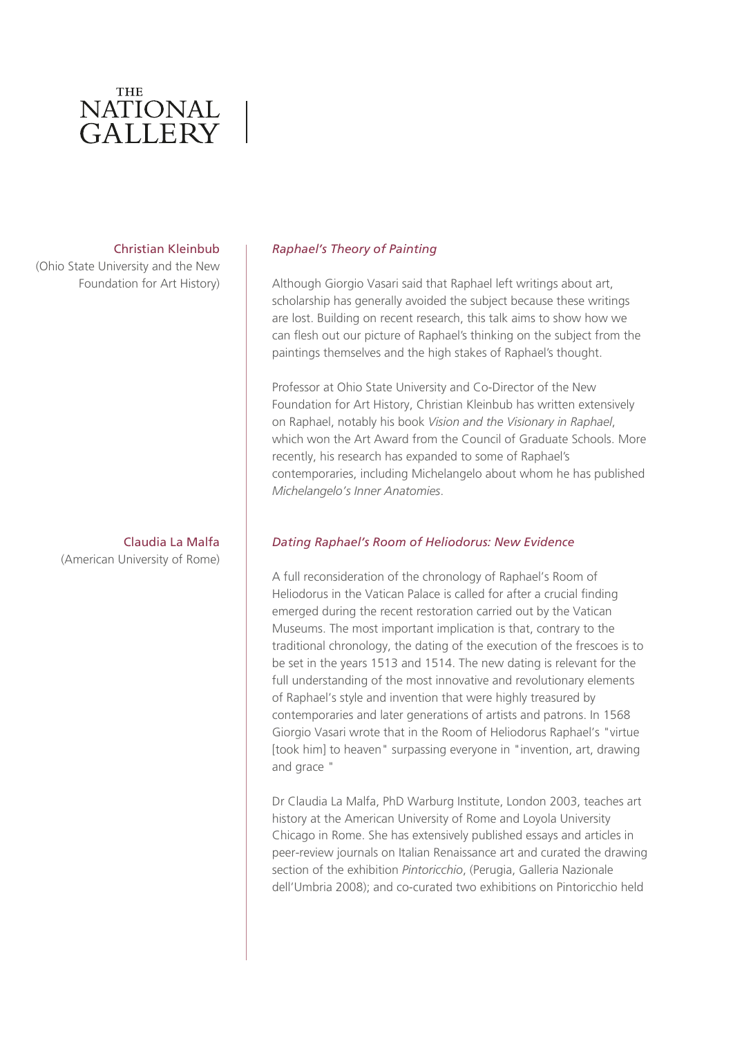THE NATIONAL GALLERY

**Christian Kleinbub**
(Ohio State University and the New Foundation for Art History)

### *Raphael's Theory of Painting*

Although Giorgio Vasari said that Raphael left writings about art, scholarship has generally avoided the subject because these writings are lost. Building on recent research, this talk aims to show how we can flesh out our picture of Raphael's thinking on the subject from the paintings themselves and the high stakes of Raphael's thought.

Professor at Ohio State University and Co-Director of the New Foundation for Art History, Christian Kleinbub has written extensively on Raphael, notably his book *Vision and the Visionary in Raphael*, which won the Art Award from the Council of Graduate Schools. More recently, his research has expanded to some of Raphael's contemporaries, including Michelangelo about whom he has published *Michelangelo's Inner Anatomies*.

**Claudia La Malfa**
(American University of Rome)

### *Dating Raphael's Room of Heliodorus: New Evidence*

A full reconsideration of the chronology of Raphael's Room of Heliodorus in the Vatican Palace is called for after a crucial finding emerged during the recent restoration carried out by the Vatican Museums. The most important implication is that, contrary to the traditional chronology, the dating of the execution of the frescoes is to be set in the years 1513 and 1514. The new dating is relevant for the full understanding of the most innovative and revolutionary elements of Raphael's style and invention that were highly treasured by contemporaries and later generations of artists and patrons. In 1568 Giorgio Vasari wrote that in the Room of Heliodorus Raphael's "virtue [took him] to heaven" surpassing everyone in "invention, art, drawing and grace "

Dr Claudia La Malfa, PhD Warburg Institute, London 2003, teaches art history at the American University of Rome and Loyola University Chicago in Rome. She has extensively published essays and articles in peer-review journals on Italian Renaissance art and curated the drawing section of the exhibition *Pintoricchio*, (Perugia, Galleria Nazionale dell'Umbria 2008); and co-curated two exhibitions on Pintoricchio held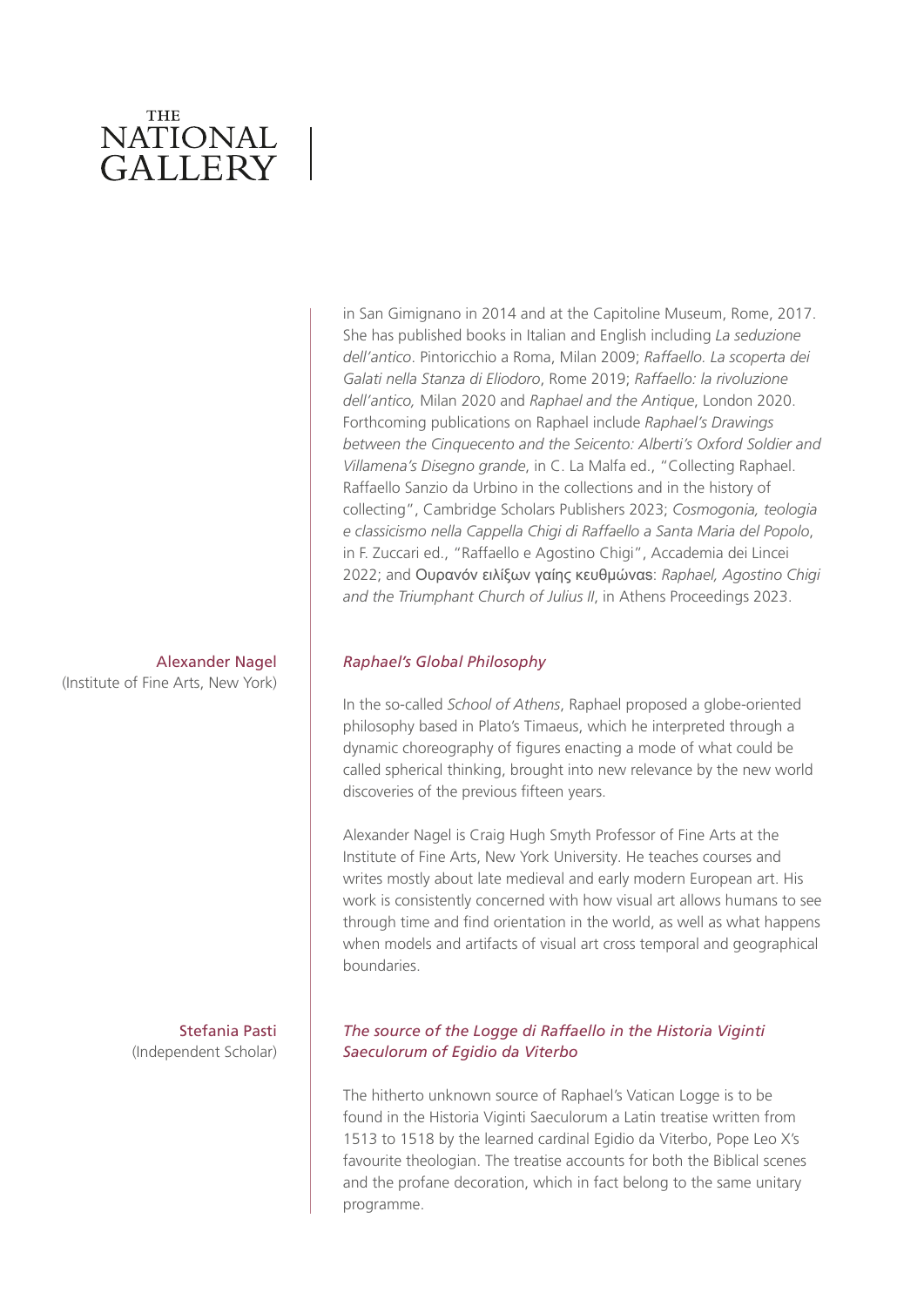in San Gimignano in 2014 and at the Capitoline Museum, Rome, 2017. She has published books in Italian and English including *La seduzione dell'antico*. Pintoricchio a Roma, Milan 2009; *Raffaello. La scoperta dei Galati nella Stanza di Eliodoro*, Rome 2019; *Raffaello: la rivoluzione dell'antico,* Milan 2020 and *Raphael and the Antique*, London 2020. Forthcoming publications on Raphael include *Raphael's Drawings between the Cinquecento and the Seicento: Alberti's Oxford Soldier and Villamena's Disegno grande*, in C. La Malfa ed., "Collecting Raphael. Raffaello Sanzio da Urbino in the collections and in the history of collecting", Cambridge Scholars Publishers 2023; *Cosmogonia, teologia e classicismo nella Cappella Chigi di Raffaello a Santa Maria del Popolo*, in F. Zuccari ed., "Raffaello e Agostino Chigi", Accademia dei Lincei 2022; and Ουρανόν ειλίξων γαίης κευθμώνας: *Raphael, Agostino Chigi and the Triumphant Church of Julius II*, in Athens Proceedings 2023.

Alexander Nagel
(Institute of Fine Arts, New York)

*Raphael's Global Philosophy*

In the so-called *School of Athens*, Raphael proposed a globe-oriented philosophy based in Plato's Timaeus, which he interpreted through a dynamic choreography of figures enacting a mode of what could be called spherical thinking, brought into new relevance by the new world discoveries of the previous fifteen years.

Alexander Nagel is Craig Hugh Smyth Professor of Fine Arts at the Institute of Fine Arts, New York University. He teaches courses and writes mostly about late medieval and early modern European art. His work is consistently concerned with how visual art allows humans to see through time and find orientation in the world, as well as what happens when models and artifacts of visual art cross temporal and geographical boundaries.

Stefania Pasti
(Independent Scholar)

*The source of the Logge di Raffaello in the Historia Viginti Saeculorum of Egidio da Viterbo*

The hitherto unknown source of Raphael's Vatican Logge is to be found in the Historia Viginti Saeculorum a Latin treatise written from 1513 to 1518 by the learned cardinal Egidio da Viterbo, Pope Leo X's favourite theologian. The treatise accounts for both the Biblical scenes and the profane decoration, which in fact belong to the same unitary programme.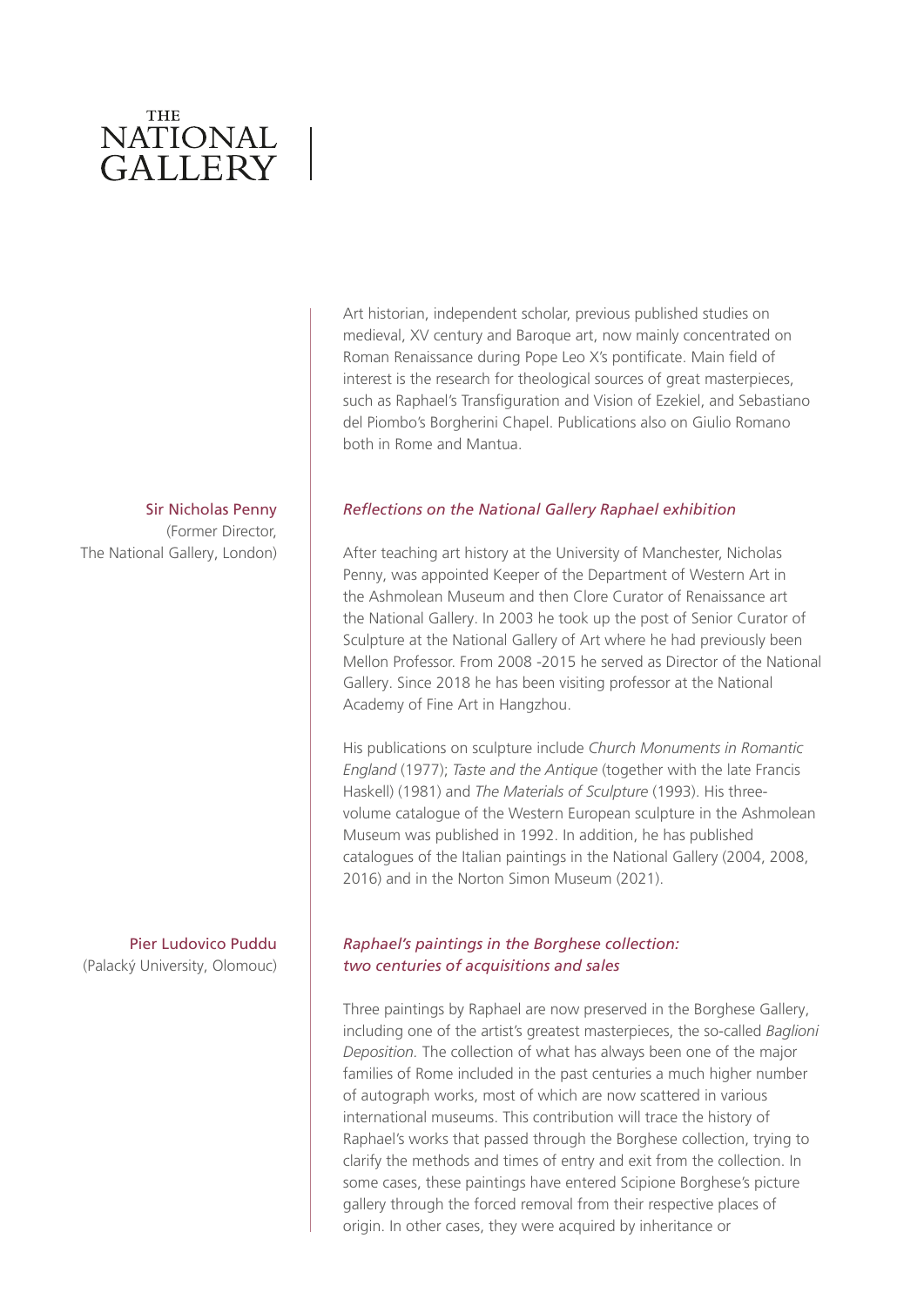THE NATIONAL GALLERY

Art historian, independent scholar, previous published studies on medieval, XV century and Baroque art, now mainly concentrated on Roman Renaissance during Pope Leo X's pontificate. Main field of interest is the research for theological sources of great masterpieces, such as Raphael's Transfiguration and Vision of Ezekiel, and Sebastiano del Piombo's Borgherini Chapel. Publications also on Giulio Romano both in Rome and Mantua.

**Sir Nicholas Penny**
(Former Director, The National Gallery, London)

*Reflections on the National Gallery Raphael exhibition*

After teaching art history at the University of Manchester, Nicholas Penny, was appointed Keeper of the Department of Western Art in the Ashmolean Museum and then Clore Curator of Renaissance art the National Gallery. In 2003 he took up the post of Senior Curator of Sculpture at the National Gallery of Art where he had previously been Mellon Professor. From 2008 -2015 he served as Director of the National Gallery. Since 2018 he has been visiting professor at the National Academy of Fine Art in Hangzhou.

His publications on sculpture include *Church Monuments in Romantic England* (1977); *Taste and the Antique* (together with the late Francis Haskell) (1981) and *The Materials of Sculpture* (1993). His three-volume catalogue of the Western European sculpture in the Ashmolean Museum was published in 1992. In addition, he has published catalogues of the Italian paintings in the National Gallery (2004, 2008, 2016) and in the Norton Simon Museum (2021).

**Pier Ludovico Puddu**
(Palacký University, Olomouc)

*Raphael's paintings in the Borghese collection: two centuries of acquisitions and sales*

Three paintings by Raphael are now preserved in the Borghese Gallery, including one of the artist's greatest masterpieces, the so-called *Baglioni Deposition*. The collection of what has always been one of the major families of Rome included in the past centuries a much higher number of autograph works, most of which are now scattered in various international museums. This contribution will trace the history of Raphael's works that passed through the Borghese collection, trying to clarify the methods and times of entry and exit from the collection. In some cases, these paintings have entered Scipione Borghese's picture gallery through the forced removal from their respective places of origin. In other cases, they were acquired by inheritance or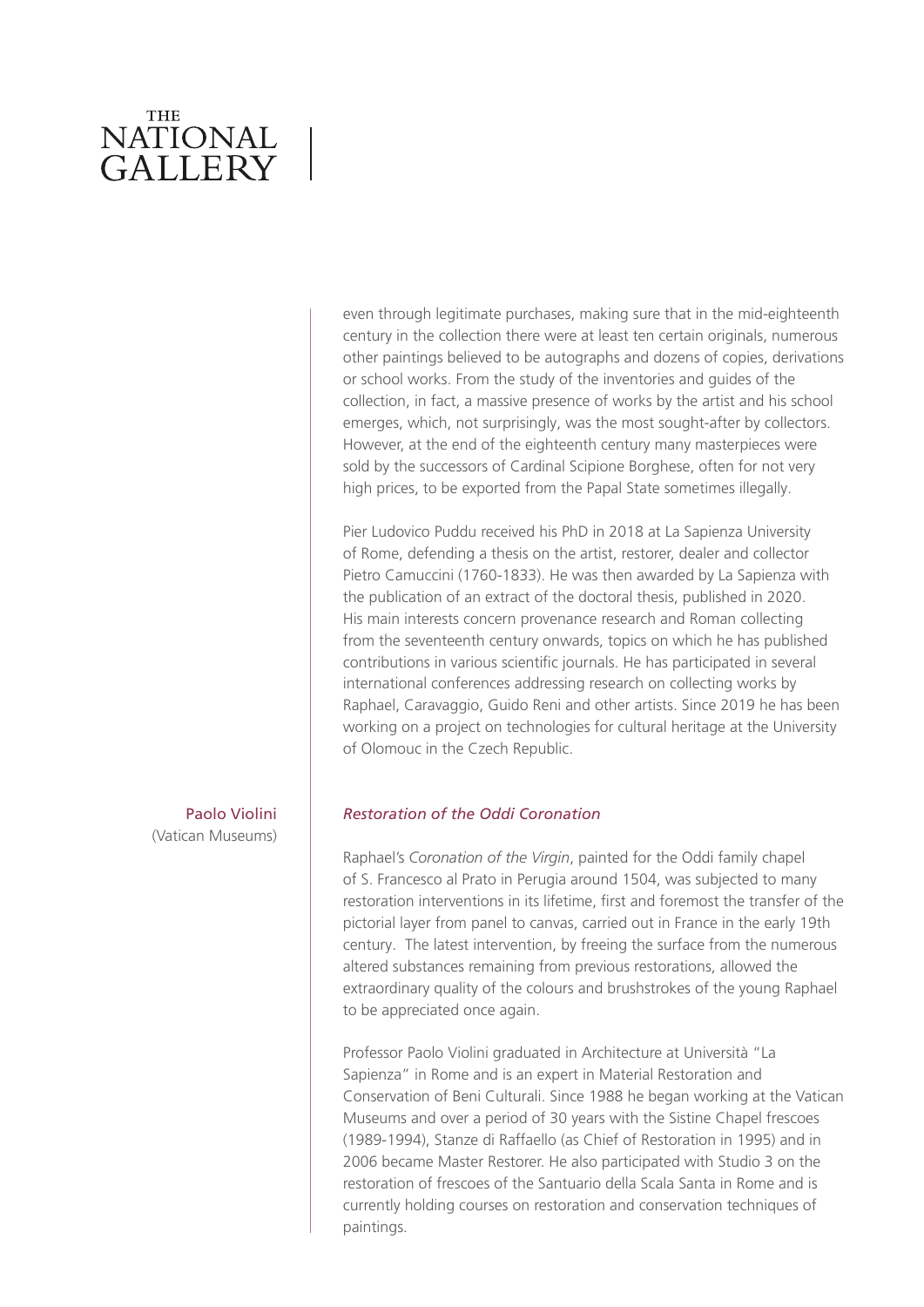even through legitimate purchases, making sure that in the mid-eighteenth century in the collection there were at least ten certain originals, numerous other paintings believed to be autographs and dozens of copies, derivations or school works. From the study of the inventories and guides of the collection, in fact, a massive presence of works by the artist and his school emerges, which, not surprisingly, was the most sought-after by collectors. However, at the end of the eighteenth century many masterpieces were sold by the successors of Cardinal Scipione Borghese, often for not very high prices, to be exported from the Papal State sometimes illegally.

Pier Ludovico Puddu received his PhD in 2018 at La Sapienza University of Rome, defending a thesis on the artist, restorer, dealer and collector Pietro Camuccini (1760-1833). He was then awarded by La Sapienza with the publication of an extract of the doctoral thesis, published in 2020. His main interests concern provenance research and Roman collecting from the seventeenth century onwards, topics on which he has published contributions in various scientific journals. He has participated in several international conferences addressing research on collecting works by Raphael, Caravaggio, Guido Reni and other artists. Since 2019 he has been working on a project on technologies for cultural heritage at the University of Olomouc in the Czech Republic.

Paolo Violini
(Vatican Museums)

*Restoration of the Oddi Coronation*

Raphael's *Coronation of the Virgin*, painted for the Oddi family chapel of S. Francesco al Prato in Perugia around 1504, was subjected to many restoration interventions in its lifetime, first and foremost the transfer of the pictorial layer from panel to canvas, carried out in France in the early 19th century. The latest intervention, by freeing the surface from the numerous altered substances remaining from previous restorations, allowed the extraordinary quality of the colours and brushstrokes of the young Raphael to be appreciated once again.

Professor Paolo Violini graduated in Architecture at Università "La Sapienza" in Rome and is an expert in Material Restoration and Conservation of Beni Culturali. Since 1988 he began working at the Vatican Museums and over a period of 30 years with the Sistine Chapel frescoes (1989-1994), Stanze di Raffaello (as Chief of Restoration in 1995) and in 2006 became Master Restorer. He also participated with Studio 3 on the restoration of frescoes of the Santuario della Scala Santa in Rome and is currently holding courses on restoration and conservation techniques of paintings.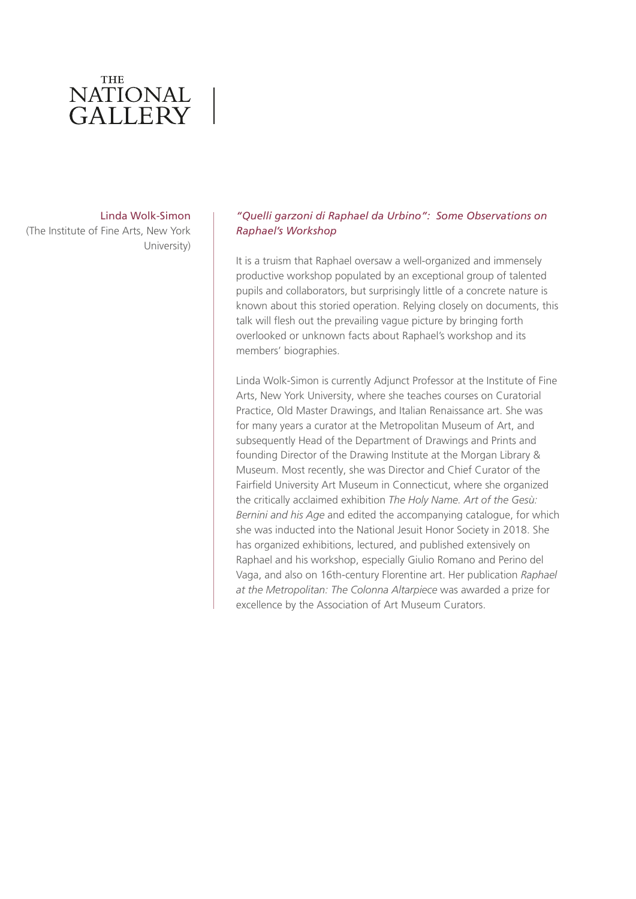THE NATIONAL GALLERY

Linda Wolk-Simon
(The Institute of Fine Arts, New York University)

*"Quelli garzoni di Raphael da Urbino": Some Observations on Raphael's Workshop*

It is a truism that Raphael oversaw a well-organized and immensely productive workshop populated by an exceptional group of talented pupils and collaborators, but surprisingly little of a concrete nature is known about this storied operation. Relying closely on documents, this talk will flesh out the prevailing vague picture by bringing forth overlooked or unknown facts about Raphael's workshop and its members' biographies.

Linda Wolk-Simon is currently Adjunct Professor at the Institute of Fine Arts, New York University, where she teaches courses on Curatorial Practice, Old Master Drawings, and Italian Renaissance art. She was for many years a curator at the Metropolitan Museum of Art, and subsequently Head of the Department of Drawings and Prints and founding Director of the Drawing Institute at the Morgan Library & Museum. Most recently, she was Director and Chief Curator of the Fairfield University Art Museum in Connecticut, where she organized the critically acclaimed exhibition *The Holy Name. Art of the Gesù: Bernini and his Age* and edited the accompanying catalogue, for which she was inducted into the National Jesuit Honor Society in 2018. She has organized exhibitions, lectured, and published extensively on Raphael and his workshop, especially Giulio Romano and Perino del Vaga, and also on 16th-century Florentine art. Her publication *Raphael at the Metropolitan: The Colonna Altarpiece* was awarded a prize for excellence by the Association of Art Museum Curators.